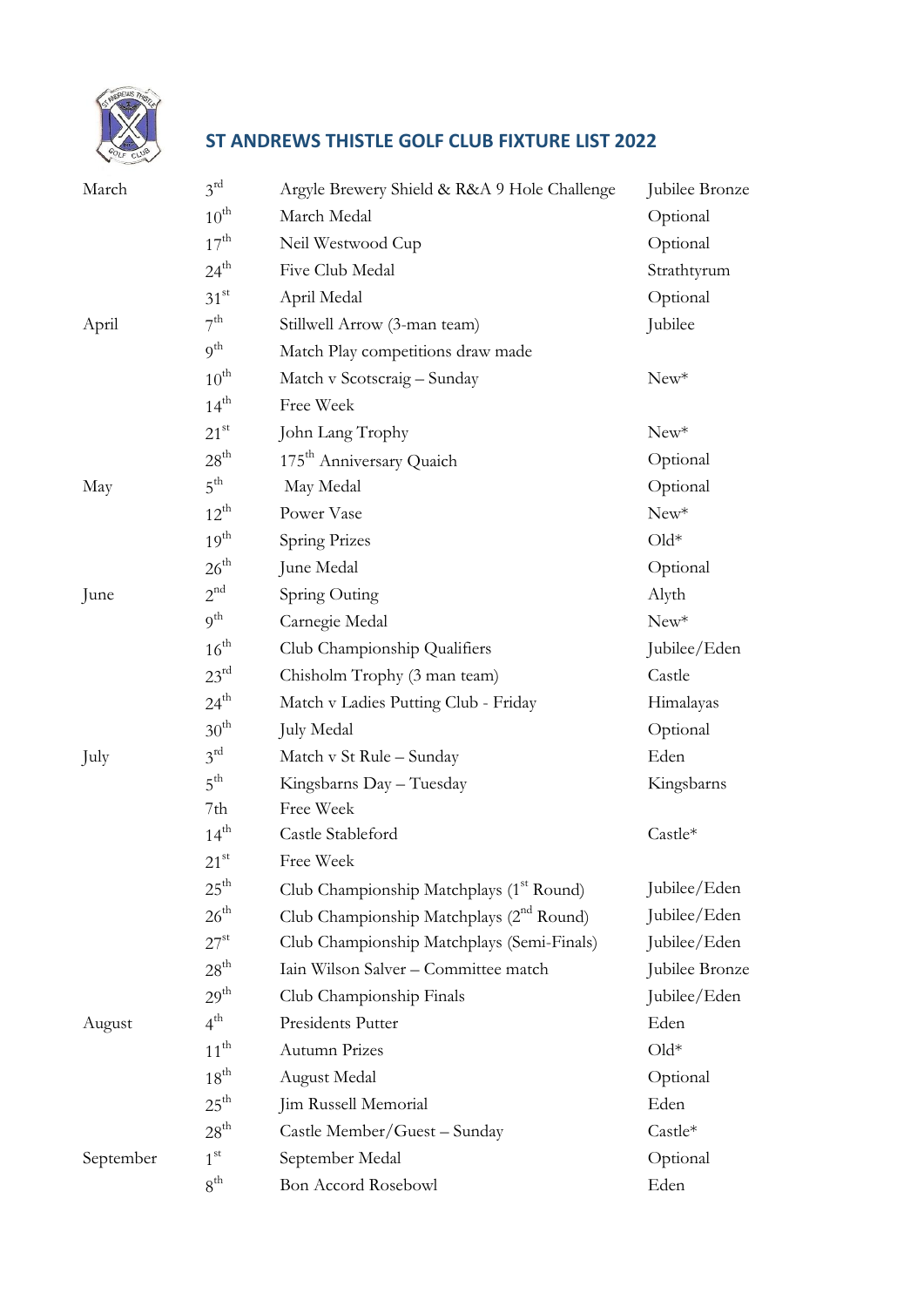## ST ANDREWS THISTLE GOLF CLUB FIXTURE LIST 2022

| Month | Date | Event | Course |
|---|---|---|---|
| March | 3rd | Argyle Brewery Shield & R&A 9 Hole Challenge | Jubilee Bronze |
| | 10th | March Medal | Optional |
| | 17th | Neil Westwood Cup | Optional |
| | 24th | Five Club Medal | Strathtyrum |
| | 31st | April Medal | Optional |
| April | 7th | Stillwell Arrow (3-man team) | Jubilee |
| | 9th | Match Play competitions draw made | |
| | 10th | Match v Scotscraig – Sunday | New* |
| | 14th | Free Week | |
| | 21st | John Lang Trophy | New* |
| | 28th | 175th Anniversary Quaich | Optional |
| May | 5th | May Medal | Optional |
| | 12th | Power Vase | New* |
| | 19th | Spring Prizes | Old* |
| | 26th | June Medal | Optional |
| June | 2nd | Spring Outing | Alyth |
| | 9th | Carnegie Medal | New* |
| | 16th | Club Championship Qualifiers | Jubilee/Eden |
| | 23rd | Chisholm Trophy (3 man team) | Castle |
| | 24th | Match v Ladies Putting Club - Friday | Himalayas |
| | 30th | July Medal | Optional |
| July | 3rd | Match v St Rule – Sunday | Eden |
| | 5th | Kingsbarns Day – Tuesday | Kingsbarns |
| | 7th | Free Week | |
| | 14th | Castle Stableford | Castle* |
| | 21st | Free Week | |
| | 25th | Club Championship Matchplays (1st Round) | Jubilee/Eden |
| | 26th | Club Championship Matchplays (2nd Round) | Jubilee/Eden |
| | 27st | Club Championship Matchplays (Semi-Finals) | Jubilee/Eden |
| | 28th | Iain Wilson Salver – Committee match | Jubilee Bronze |
| | 29th | Club Championship Finals | Jubilee/Eden |
| August | 4th | Presidents Putter | Eden |
| | 11th | Autumn Prizes | Old* |
| | 18th | August Medal | Optional |
| | 25th | Jim Russell Memorial | Eden |
| | 28th | Castle Member/Guest – Sunday | Castle* |
| September | 1st | September Medal | Optional |
| | 8th | Bon Accord Rosebowl | Eden |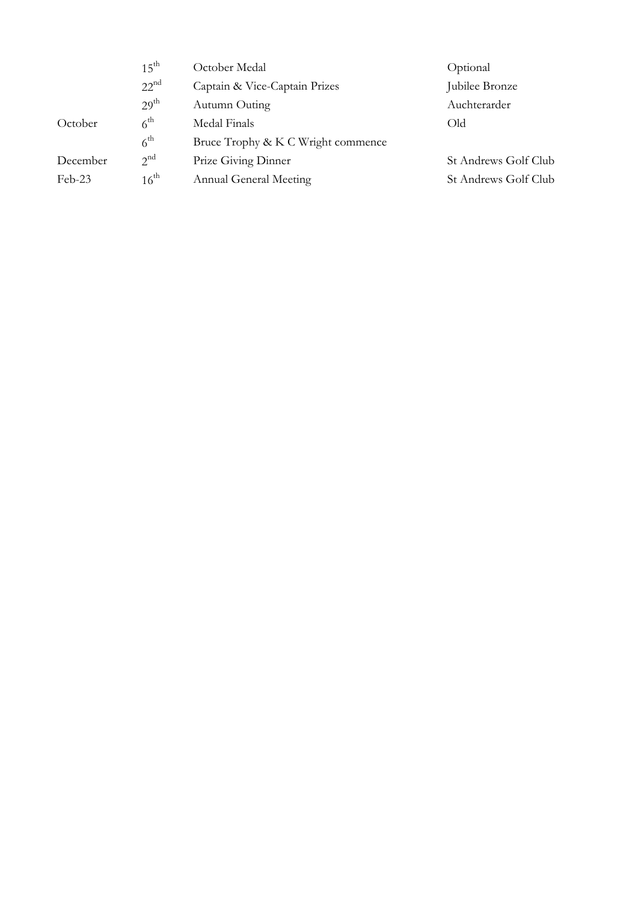| | | | |
|---|---|---|---|
| | 15th | October Medal | Optional |
| | 22nd | Captain & Vice-Captain Prizes | Jubilee Bronze |
| | 29th | Autumn Outing | Auchterarder |
| October | 6th | Medal Finals | Old |
| | 6th | Bruce Trophy & K C Wright commence | |
| December | 2nd | Prize Giving Dinner | St Andrews Golf Club |
| Feb-23 | 16th | Annual General Meeting | St Andrews Golf Club |